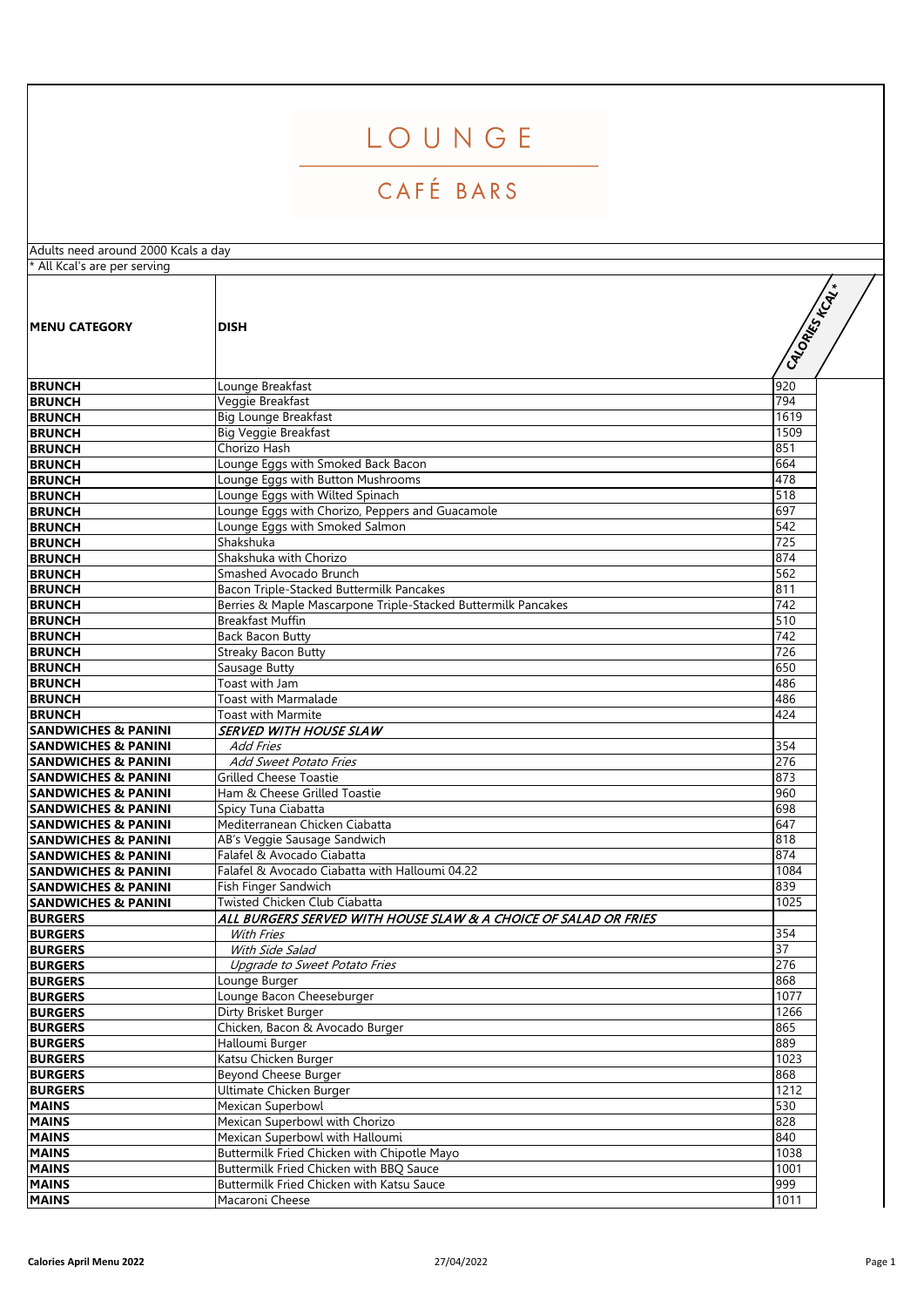# LOUNGE

## CAFÉ BARS

Adults need around 2000 Kcals a day

* All Kcal's are per serving

| MENU CATEGORY | DISH | CALORIES KCAL* |
|---|---|---|
| **BRUNCH** | Lounge Breakfast | 920 |
| **BRUNCH** | Veggie Breakfast | 794 |
| **BRUNCH** | Big Lounge Breakfast | 1619 |
| **BRUNCH** | Big Veggie Breakfast | 1509 |
| **BRUNCH** | Chorizo Hash | 851 |
| **BRUNCH** | Lounge Eggs with Smoked Back Bacon | 664 |
| **BRUNCH** | Lounge Eggs with Button Mushrooms | 478 |
| **BRUNCH** | Lounge Eggs with Wilted Spinach | 518 |
| **BRUNCH** | Lounge Eggs with Chorizo, Peppers and Guacamole | 697 |
| **BRUNCH** | Lounge Eggs with Smoked Salmon | 542 |
| **BRUNCH** | Shakshuka | 725 |
| **BRUNCH** | Shakshuka with Chorizo | 874 |
| **BRUNCH** | Smashed Avocado Brunch | 562 |
| **BRUNCH** | Bacon Triple-Stacked Buttermilk Pancakes | 811 |
| **BRUNCH** | Berries & Maple Mascarpone Triple-Stacked Buttermilk Pancakes | 742 |
| **BRUNCH** | Breakfast Muffin | 510 |
| **BRUNCH** | Back Bacon Butty | 742 |
| **BRUNCH** | Streaky Bacon Butty | 726 |
| **BRUNCH** | Sausage Butty | 650 |
| **BRUNCH** | Toast with Jam | 486 |
| **BRUNCH** | Toast with Marmalade | 486 |
| **BRUNCH** | Toast with Marmite | 424 |
| **SANDWICHES & PANINI** | ***SERVED WITH HOUSE SLAW*** | |
| **SANDWICHES & PANINI** | *Add Fries* | 354 |
| **SANDWICHES & PANINI** | *Add Sweet Potato Fries* | 276 |
| **SANDWICHES & PANINI** | Grilled Cheese Toastie | 873 |
| **SANDWICHES & PANINI** | Ham & Cheese Grilled Toastie | 960 |
| **SANDWICHES & PANINI** | Spicy Tuna Ciabatta | 698 |
| **SANDWICHES & PANINI** | Mediterranean Chicken Ciabatta | 647 |
| **SANDWICHES & PANINI** | AB's Veggie Sausage Sandwich | 818 |
| **SANDWICHES & PANINI** | Falafel & Avocado Ciabatta | 874 |
| **SANDWICHES & PANINI** | Falafel & Avocado Ciabatta with Halloumi 04.22 | 1084 |
| **SANDWICHES & PANINI** | Fish Finger Sandwich | 839 |
| **SANDWICHES & PANINI** | Twisted Chicken Club Ciabatta | 1025 |
| **BURGERS** | ***ALL BURGERS SERVED WITH HOUSE SLAW & A CHOICE OF SALAD OR FRIES*** | |
| **BURGERS** | *With Fries* | 354 |
| **BURGERS** | *With Side Salad* | 37 |
| **BURGERS** | *Upgrade to Sweet Potato Fries* | 276 |
| **BURGERS** | Lounge Burger | 868 |
| **BURGERS** | Lounge Bacon Cheeseburger | 1077 |
| **BURGERS** | Dirty Brisket Burger | 1266 |
| **BURGERS** | Chicken, Bacon & Avocado Burger | 865 |
| **BURGERS** | Halloumi Burger | 889 |
| **BURGERS** | Katsu Chicken Burger | 1023 |
| **BURGERS** | Beyond Cheese Burger | 868 |
| **BURGERS** | Ultimate Chicken Burger | 1212 |
| **MAINS** | Mexican Superbowl | 530 |
| **MAINS** | Mexican Superbowl with Chorizo | 828 |
| **MAINS** | Mexican Superbowl with Halloumi | 840 |
| **MAINS** | Buttermilk Fried Chicken with Chipotle Mayo | 1038 |
| **MAINS** | Buttermilk Fried Chicken with BBQ Sauce | 1001 |
| **MAINS** | Buttermilk Fried Chicken with Katsu Sauce | 999 |
| **MAINS** | Macaroni Cheese | 1011 |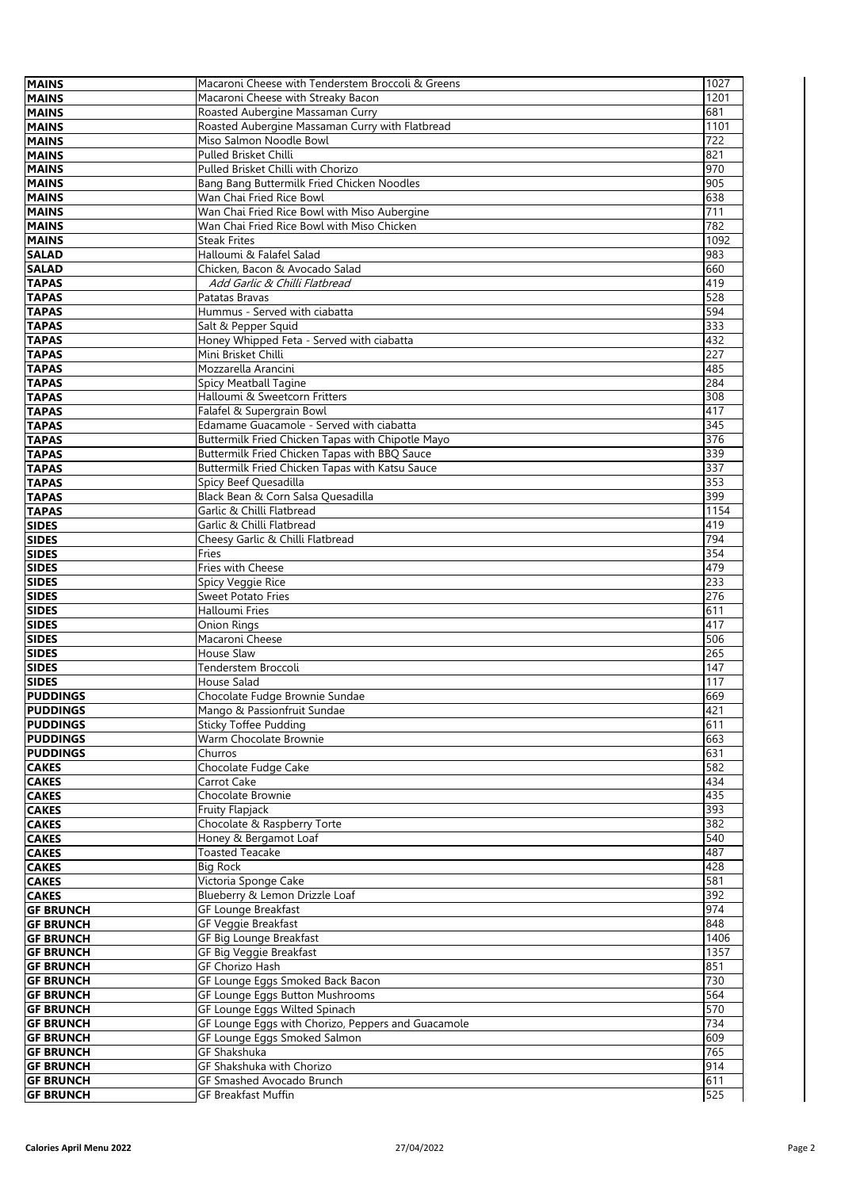| | | |
|---|---|---|
| **MAINS** | Macaroni Cheese with Tenderstem Broccoli & Greens | 1027 |
| **MAINS** | Macaroni Cheese with Streaky Bacon | 1201 |
| **MAINS** | Roasted Aubergine Massaman Curry | 681 |
| **MAINS** | Roasted Aubergine Massaman Curry with Flatbread | 1101 |
| **MAINS** | Miso Salmon Noodle Bowl | 722 |
| **MAINS** | Pulled Brisket Chilli | 821 |
| **MAINS** | Pulled Brisket Chilli with Chorizo | 970 |
| **MAINS** | Bang Bang Buttermilk Fried Chicken Noodles | 905 |
| **MAINS** | Wan Chai Fried Rice Bowl | 638 |
| **MAINS** | Wan Chai Fried Rice Bowl with Miso Aubergine | 711 |
| **MAINS** | Wan Chai Fried Rice Bowl with Miso Chicken | 782 |
| **MAINS** | Steak Frites | 1092 |
| **SALAD** | Halloumi & Falafel Salad | 983 |
| **SALAD** | Chicken, Bacon & Avocado Salad | 660 |
| **TAPAS** | *Add Garlic & Chilli Flatbread* | 419 |
| **TAPAS** | Patatas Bravas | 528 |
| **TAPAS** | Hummus - Served with ciabatta | 594 |
| **TAPAS** | Salt & Pepper Squid | 333 |
| **TAPAS** | Honey Whipped Feta - Served with ciabatta | 432 |
| **TAPAS** | Mini Brisket Chilli | 227 |
| **TAPAS** | Mozzarella Arancini | 485 |
| **TAPAS** | Spicy Meatball Tagine | 284 |
| **TAPAS** | Halloumi & Sweetcorn Fritters | 308 |
| **TAPAS** | Falafel & Supergrain Bowl | 417 |
| **TAPAS** | Edamame Guacamole - Served with ciabatta | 345 |
| **TAPAS** | Buttermilk Fried Chicken Tapas with Chipotle Mayo | 376 |
| **TAPAS** | Buttermilk Fried Chicken Tapas with BBQ Sauce | 339 |
| **TAPAS** | Buttermilk Fried Chicken Tapas with Katsu Sauce | 337 |
| **TAPAS** | Spicy Beef Quesadilla | 353 |
| **TAPAS** | Black Bean & Corn Salsa Quesadilla | 399 |
| **TAPAS** | Garlic & Chilli Flatbread | 1154 |
| **SIDES** | Garlic & Chilli Flatbread | 419 |
| **SIDES** | Cheesy Garlic & Chilli Flatbread | 794 |
| **SIDES** | Fries | 354 |
| **SIDES** | Fries with Cheese | 479 |
| **SIDES** | Spicy Veggie Rice | 233 |
| **SIDES** | Sweet Potato Fries | 276 |
| **SIDES** | Halloumi Fries | 611 |
| **SIDES** | Onion Rings | 417 |
| **SIDES** | Macaroni Cheese | 506 |
| **SIDES** | House Slaw | 265 |
| **SIDES** | Tenderstem Broccoli | 147 |
| **SIDES** | House Salad | 117 |
| **PUDDINGS** | Chocolate Fudge Brownie Sundae | 669 |
| **PUDDINGS** | Mango & Passionfruit Sundae | 421 |
| **PUDDINGS** | Sticky Toffee Pudding | 611 |
| **PUDDINGS** | Warm Chocolate Brownie | 663 |
| **PUDDINGS** | Churros | 631 |
| **CAKES** | Chocolate Fudge Cake | 582 |
| **CAKES** | Carrot Cake | 434 |
| **CAKES** | Chocolate Brownie | 435 |
| **CAKES** | Fruity Flapjack | 393 |
| **CAKES** | Chocolate & Raspberry Torte | 382 |
| **CAKES** | Honey & Bergamot Loaf | 540 |
| **CAKES** | Toasted Teacake | 487 |
| **CAKES** | Big Rock | 428 |
| **CAKES** | Victoria Sponge Cake | 581 |
| **CAKES** | Blueberry & Lemon Drizzle Loaf | 392 |
| **GF BRUNCH** | GF Lounge Breakfast | 974 |
| **GF BRUNCH** | GF Veggie Breakfast | 848 |
| **GF BRUNCH** | GF Big Lounge Breakfast | 1406 |
| **GF BRUNCH** | GF Big Veggie Breakfast | 1357 |
| **GF BRUNCH** | GF Chorizo Hash | 851 |
| **GF BRUNCH** | GF Lounge Eggs Smoked Back Bacon | 730 |
| **GF BRUNCH** | GF Lounge Eggs Button Mushrooms | 564 |
| **GF BRUNCH** | GF Lounge Eggs Wilted Spinach | 570 |
| **GF BRUNCH** | GF Lounge Eggs with Chorizo, Peppers and Guacamole | 734 |
| **GF BRUNCH** | GF Lounge Eggs Smoked Salmon | 609 |
| **GF BRUNCH** | GF Shakshuka | 765 |
| **GF BRUNCH** | GF Shakshuka with Chorizo | 914 |
| **GF BRUNCH** | GF Smashed Avocado Brunch | 611 |
| **GF BRUNCH** | GF Breakfast Muffin | 525 |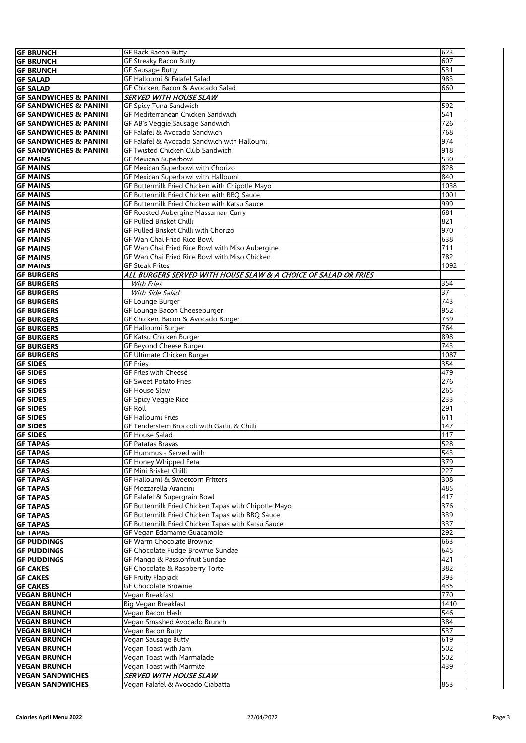| | | |
|---|---|---|
| **GF BRUNCH** | GF Back Bacon Butty | 623 |
| **GF BRUNCH** | GF Streaky Bacon Butty | 607 |
| **GF BRUNCH** | GF Sausage Butty | 531 |
| **GF SALAD** | GF Halloumi & Falafel Salad | 983 |
| **GF SALAD** | GF Chicken, Bacon & Avocado Salad | 660 |
| **GF SANDWICHES & PANINI** | ***SERVED WITH HOUSE SLAW*** | |
| **GF SANDWICHES & PANINI** | GF Spicy Tuna Sandwich | 592 |
| **GF SANDWICHES & PANINI** | GF Mediterranean Chicken Sandwich | 541 |
| **GF SANDWICHES & PANINI** | GF AB's Veggie Sausage Sandwich | 726 |
| **GF SANDWICHES & PANINI** | GF Falafel & Avocado Sandwich | 768 |
| **GF SANDWICHES & PANINI** | GF Falafel & Avocado Sandwich with Halloumi | 974 |
| **GF SANDWICHES & PANINI** | GF Twisted Chicken Club Sandwich | 918 |
| **GF MAINS** | GF Mexican Superbowl | 530 |
| **GF MAINS** | GF Mexican Superbowl with Chorizo | 828 |
| **GF MAINS** | GF Mexican Superbowl with Halloumi | 840 |
| **GF MAINS** | GF Buttermilk Fried Chicken with Chipotle Mayo | 1038 |
| **GF MAINS** | GF Buttermilk Fried Chicken with BBQ Sauce | 1001 |
| **GF MAINS** | GF Buttermilk Fried Chicken with Katsu Sauce | 999 |
| **GF MAINS** | GF Roasted Aubergine Massaman Curry | 681 |
| **GF MAINS** | GF Pulled Brisket Chilli | 821 |
| **GF MAINS** | GF Pulled Brisket Chilli with Chorizo | 970 |
| **GF MAINS** | GF Wan Chai Fried Rice Bowl | 638 |
| **GF MAINS** | GF Wan Chai Fried Rice Bowl with Miso Aubergine | 711 |
| **GF MAINS** | GF Wan Chai Fried Rice Bowl with Miso Chicken | 782 |
| **GF MAINS** | GF Steak Frites | 1092 |
| **GF BURGERS** | ***ALL BURGERS SERVED WITH HOUSE SLAW & A CHOICE OF SALAD OR FRIES*** | |
| **GF BURGERS** | *With Fries* | 354 |
| **GF BURGERS** | *With Side Salad* | 37 |
| **GF BURGERS** | GF Lounge Burger | 743 |
| **GF BURGERS** | GF Lounge Bacon Cheeseburger | 952 |
| **GF BURGERS** | GF Chicken, Bacon & Avocado Burger | 739 |
| **GF BURGERS** | GF Halloumi Burger | 764 |
| **GF BURGERS** | GF Katsu Chicken Burger | 898 |
| **GF BURGERS** | GF Beyond Cheese Burger | 743 |
| **GF BURGERS** | GF Ultimate Chicken Burger | 1087 |
| **GF SIDES** | GF Fries | 354 |
| **GF SIDES** | GF Fries with Cheese | 479 |
| **GF SIDES** | GF Sweet Potato Fries | 276 |
| **GF SIDES** | GF House Slaw | 265 |
| **GF SIDES** | GF Spicy Veggie Rice | 233 |
| **GF SIDES** | GF Roll | 291 |
| **GF SIDES** | GF Halloumi Fries | 611 |
| **GF SIDES** | GF Tenderstem Broccoli with Garlic & Chilli | 147 |
| **GF SIDES** | GF House Salad | 117 |
| **GF TAPAS** | GF Patatas Bravas | 528 |
| **GF TAPAS** | GF Hummus - Served with | 543 |
| **GF TAPAS** | GF Honey Whipped Feta | 379 |
| **GF TAPAS** | GF Mini Brisket Chilli | 227 |
| **GF TAPAS** | GF Halloumi & Sweetcorn Fritters | 308 |
| **GF TAPAS** | GF Mozzarella Arancini | 485 |
| **GF TAPAS** | GF Falafel & Supergrain Bowl | 417 |
| **GF TAPAS** | GF Buttermilk Fried Chicken Tapas with Chipotle Mayo | 376 |
| **GF TAPAS** | GF Buttermilk Fried Chicken Tapas with BBQ Sauce | 339 |
| **GF TAPAS** | GF Buttermilk Fried Chicken Tapas with Katsu Sauce | 337 |
| **GF TAPAS** | GF Vegan Edamame Guacamole | 292 |
| **GF PUDDINGS** | GF Warm Chocolate Brownie | 663 |
| **GF PUDDINGS** | GF Chocolate Fudge Brownie Sundae | 645 |
| **GF PUDDINGS** | GF Mango & Passionfruit Sundae | 421 |
| **GF CAKES** | GF Chocolate & Raspberry Torte | 382 |
| **GF CAKES** | GF Fruity Flapjack | 393 |
| **GF CAKES** | GF Chocolate Brownie | 435 |
| **VEGAN BRUNCH** | Vegan Breakfast | 770 |
| **VEGAN BRUNCH** | Big Vegan Breakfast | 1410 |
| **VEGAN BRUNCH** | Vegan Bacon Hash | 546 |
| **VEGAN BRUNCH** | Vegan Smashed Avocado Brunch | 384 |
| **VEGAN BRUNCH** | Vegan Bacon Butty | 537 |
| **VEGAN BRUNCH** | Vegan Sausage Butty | 619 |
| **VEGAN BRUNCH** | Vegan Toast with Jam | 502 |
| **VEGAN BRUNCH** | Vegan Toast with Marmalade | 502 |
| **VEGAN BRUNCH** | Vegan Toast with Marmite | 439 |
| **VEGAN SANDWICHES** | ***SERVED WITH HOUSE SLAW*** | |
| **VEGAN SANDWICHES** | Vegan Falafel & Avocado Ciabatta | 853 |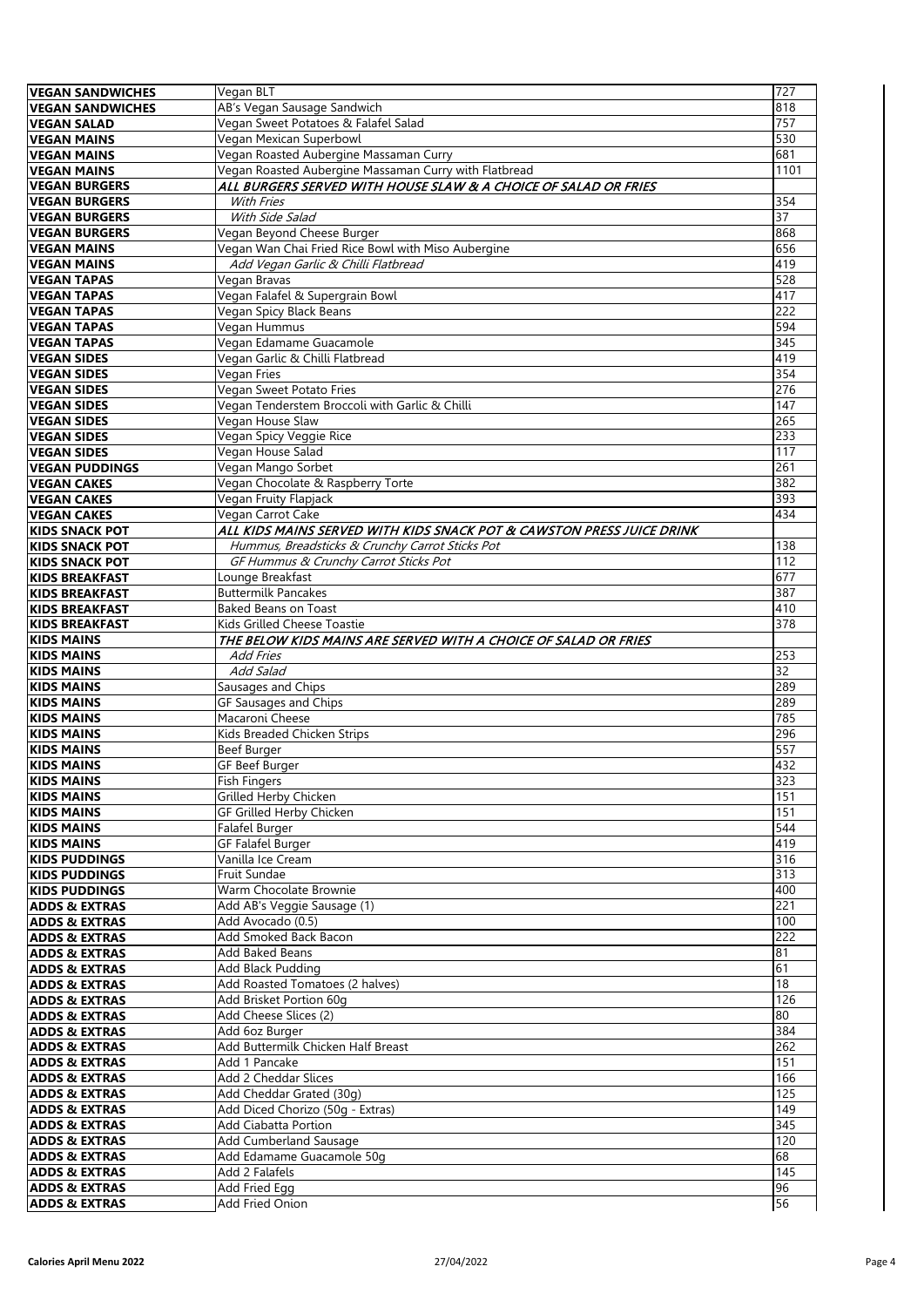| | | |
|---|---|---|
| **VEGAN SANDWICHES** | Vegan BLT | 727 |
| **VEGAN SANDWICHES** | AB's Vegan Sausage Sandwich | 818 |
| **VEGAN SALAD** | Vegan Sweet Potatoes & Falafel Salad | 757 |
| **VEGAN MAINS** | Vegan Mexican Superbowl | 530 |
| **VEGAN MAINS** | Vegan Roasted Aubergine Massaman Curry | 681 |
| **VEGAN MAINS** | Vegan Roasted Aubergine Massaman Curry with Flatbread | 1101 |
| **VEGAN BURGERS** | ***ALL BURGERS SERVED WITH HOUSE SLAW & A CHOICE OF SALAD OR FRIES*** | |
| **VEGAN BURGERS** | *With Fries* | 354 |
| **VEGAN BURGERS** | *With Side Salad* | 37 |
| **VEGAN BURGERS** | Vegan Beyond Cheese Burger | 868 |
| **VEGAN MAINS** | Vegan Wan Chai Fried Rice Bowl with Miso Aubergine | 656 |
| **VEGAN MAINS** | *Add Vegan Garlic & Chilli Flatbread* | 419 |
| **VEGAN TAPAS** | Vegan Bravas | 528 |
| **VEGAN TAPAS** | Vegan Falafel & Supergrain Bowl | 417 |
| **VEGAN TAPAS** | Vegan Spicy Black Beans | 222 |
| **VEGAN TAPAS** | Vegan Hummus | 594 |
| **VEGAN TAPAS** | Vegan Edamame Guacamole | 345 |
| **VEGAN SIDES** | Vegan Garlic & Chilli Flatbread | 419 |
| **VEGAN SIDES** | Vegan Fries | 354 |
| **VEGAN SIDES** | Vegan Sweet Potato Fries | 276 |
| **VEGAN SIDES** | Vegan Tenderstem Broccoli with Garlic & Chilli | 147 |
| **VEGAN SIDES** | Vegan House Slaw | 265 |
| **VEGAN SIDES** | Vegan Spicy Veggie Rice | 233 |
| **VEGAN SIDES** | Vegan House Salad | 117 |
| **VEGAN PUDDINGS** | Vegan Mango Sorbet | 261 |
| **VEGAN CAKES** | Vegan Chocolate & Raspberry Torte | 382 |
| **VEGAN CAKES** | Vegan Fruity Flapjack | 393 |
| **VEGAN CAKES** | Vegan Carrot Cake | 434 |
| **KIDS SNACK POT** | ***ALL KIDS MAINS SERVED WITH KIDS SNACK POT & CAWSTON PRESS JUICE DRINK*** | |
| **KIDS SNACK POT** | *Hummus, Breadsticks & Crunchy Carrot Sticks Pot* | 138 |
| **KIDS SNACK POT** | *GF Hummus & Crunchy Carrot Sticks Pot* | 112 |
| **KIDS BREAKFAST** | Lounge Breakfast | 677 |
| **KIDS BREAKFAST** | Buttermilk Pancakes | 387 |
| **KIDS BREAKFAST** | Baked Beans on Toast | 410 |
| **KIDS BREAKFAST** | Kids Grilled Cheese Toastie | 378 |
| **KIDS MAINS** | ***THE BELOW KIDS MAINS ARE SERVED WITH A CHOICE OF SALAD OR FRIES*** | |
| **KIDS MAINS** | *Add Fries* | 253 |
| **KIDS MAINS** | *Add Salad* | 32 |
| **KIDS MAINS** | Sausages and Chips | 289 |
| **KIDS MAINS** | GF Sausages and Chips | 289 |
| **KIDS MAINS** | Macaroni Cheese | 785 |
| **KIDS MAINS** | Kids Breaded Chicken Strips | 296 |
| **KIDS MAINS** | Beef Burger | 557 |
| **KIDS MAINS** | GF Beef Burger | 432 |
| **KIDS MAINS** | Fish Fingers | 323 |
| **KIDS MAINS** | Grilled Herby Chicken | 151 |
| **KIDS MAINS** | GF Grilled Herby Chicken | 151 |
| **KIDS MAINS** | Falafel Burger | 544 |
| **KIDS MAINS** | GF Falafel Burger | 419 |
| **KIDS PUDDINGS** | Vanilla Ice Cream | 316 |
| **KIDS PUDDINGS** | Fruit Sundae | 313 |
| **KIDS PUDDINGS** | Warm Chocolate Brownie | 400 |
| **ADDS & EXTRAS** | Add AB's Veggie Sausage (1) | 221 |
| **ADDS & EXTRAS** | Add Avocado (0.5) | 100 |
| **ADDS & EXTRAS** | Add Smoked Back Bacon | 222 |
| **ADDS & EXTRAS** | Add Baked Beans | 81 |
| **ADDS & EXTRAS** | Add Black Pudding | 61 |
| **ADDS & EXTRAS** | Add Roasted Tomatoes (2 halves) | 18 |
| **ADDS & EXTRAS** | Add Brisket Portion 60g | 126 |
| **ADDS & EXTRAS** | Add Cheese Slices (2) | 80 |
| **ADDS & EXTRAS** | Add 6oz Burger | 384 |
| **ADDS & EXTRAS** | Add Buttermilk Chicken Half Breast | 262 |
| **ADDS & EXTRAS** | Add 1 Pancake | 151 |
| **ADDS & EXTRAS** | Add 2 Cheddar Slices | 166 |
| **ADDS & EXTRAS** | Add Cheddar Grated (30g) | 125 |
| **ADDS & EXTRAS** | Add Diced Chorizo (50g - Extras) | 149 |
| **ADDS & EXTRAS** | Add Ciabatta Portion | 345 |
| **ADDS & EXTRAS** | Add Cumberland Sausage | 120 |
| **ADDS & EXTRAS** | Add Edamame Guacamole 50g | 68 |
| **ADDS & EXTRAS** | Add 2 Falafels | 145 |
| **ADDS & EXTRAS** | Add Fried Egg | 96 |
| **ADDS & EXTRAS** | Add Fried Onion | 56 |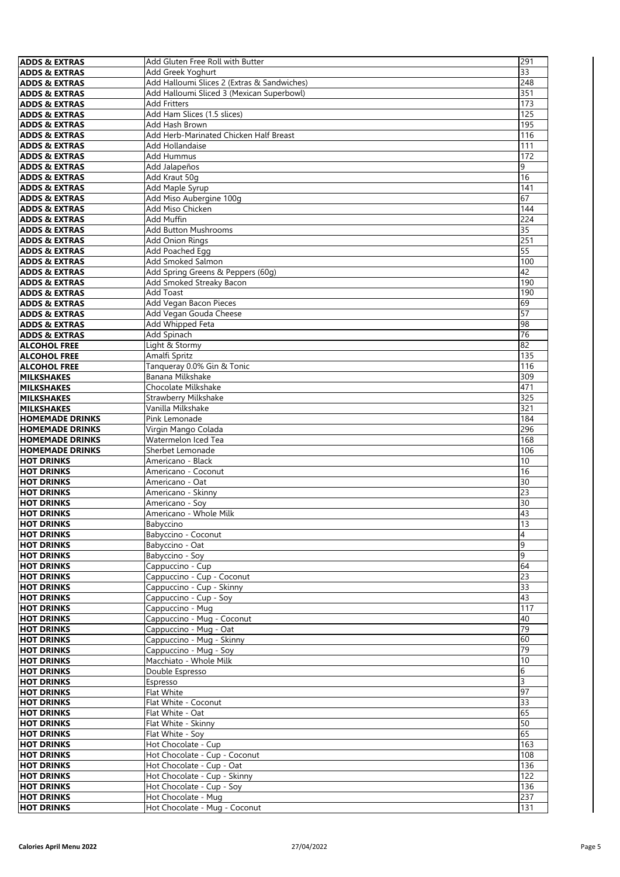| | | |
|---|---|---|
| **ADDS & EXTRAS** | Add Gluten Free Roll with Butter | 291 |
| **ADDS & EXTRAS** | Add Greek Yoghurt | 33 |
| **ADDS & EXTRAS** | Add Halloumi Slices 2 (Extras & Sandwiches) | 248 |
| **ADDS & EXTRAS** | Add Halloumi Sliced 3 (Mexican Superbowl) | 351 |
| **ADDS & EXTRAS** | Add Fritters | 173 |
| **ADDS & EXTRAS** | Add Ham Slices (1.5 slices) | 125 |
| **ADDS & EXTRAS** | Add Hash Brown | 195 |
| **ADDS & EXTRAS** | Add Herb-Marinated Chicken Half Breast | 116 |
| **ADDS & EXTRAS** | Add Hollandaise | 111 |
| **ADDS & EXTRAS** | Add Hummus | 172 |
| **ADDS & EXTRAS** | Add Jalapeños | 9 |
| **ADDS & EXTRAS** | Add Kraut 50g | 16 |
| **ADDS & EXTRAS** | Add Maple Syrup | 141 |
| **ADDS & EXTRAS** | Add Miso Aubergine 100g | 67 |
| **ADDS & EXTRAS** | Add Miso Chicken | 144 |
| **ADDS & EXTRAS** | Add Muffin | 224 |
| **ADDS & EXTRAS** | Add Button Mushrooms | 35 |
| **ADDS & EXTRAS** | Add Onion Rings | 251 |
| **ADDS & EXTRAS** | Add Poached Egg | 55 |
| **ADDS & EXTRAS** | Add Smoked Salmon | 100 |
| **ADDS & EXTRAS** | Add Spring Greens & Peppers (60g) | 42 |
| **ADDS & EXTRAS** | Add Smoked Streaky Bacon | 190 |
| **ADDS & EXTRAS** | Add Toast | 190 |
| **ADDS & EXTRAS** | Add Vegan Bacon Pieces | 69 |
| **ADDS & EXTRAS** | Add Vegan Gouda Cheese | 57 |
| **ADDS & EXTRAS** | Add Whipped Feta | 98 |
| **ADDS & EXTRAS** | Add Spinach | 76 |
| **ALCOHOL FREE** | Light & Stormy | 82 |
| **ALCOHOL FREE** | Amalfi Spritz | 135 |
| **ALCOHOL FREE** | Tanqueray 0.0% Gin & Tonic | 116 |
| **MILKSHAKES** | Banana Milkshake | 309 |
| **MILKSHAKES** | Chocolate Milkshake | 471 |
| **MILKSHAKES** | Strawberry Milkshake | 325 |
| **MILKSHAKES** | Vanilla Milkshake | 321 |
| **HOMEMADE DRINKS** | Pink Lemonade | 184 |
| **HOMEMADE DRINKS** | Virgin Mango Colada | 296 |
| **HOMEMADE DRINKS** | Watermelon Iced Tea | 168 |
| **HOMEMADE DRINKS** | Sherbet Lemonade | 106 |
| **HOT DRINKS** | Americano - Black | 10 |
| **HOT DRINKS** | Americano - Coconut | 16 |
| **HOT DRINKS** | Americano - Oat | 30 |
| **HOT DRINKS** | Americano - Skinny | 23 |
| **HOT DRINKS** | Americano - Soy | 30 |
| **HOT DRINKS** | Americano - Whole Milk | 43 |
| **HOT DRINKS** | Babyccino | 13 |
| **HOT DRINKS** | Babyccino - Coconut | 4 |
| **HOT DRINKS** | Babyccino - Oat | 9 |
| **HOT DRINKS** | Babyccino - Soy | 9 |
| **HOT DRINKS** | Cappuccino - Cup | 64 |
| **HOT DRINKS** | Cappuccino - Cup - Coconut | 23 |
| **HOT DRINKS** | Cappuccino - Cup - Skinny | 33 |
| **HOT DRINKS** | Cappuccino - Cup - Soy | 43 |
| **HOT DRINKS** | Cappuccino - Mug | 117 |
| **HOT DRINKS** | Cappuccino - Mug - Coconut | 40 |
| **HOT DRINKS** | Cappuccino - Mug - Oat | 79 |
| **HOT DRINKS** | Cappuccino - Mug - Skinny | 60 |
| **HOT DRINKS** | Cappuccino - Mug - Soy | 79 |
| **HOT DRINKS** | Macchiato - Whole Milk | 10 |
| **HOT DRINKS** | Double Espresso | 6 |
| **HOT DRINKS** | Espresso | 3 |
| **HOT DRINKS** | Flat White | 97 |
| **HOT DRINKS** | Flat White - Coconut | 33 |
| **HOT DRINKS** | Flat White - Oat | 65 |
| **HOT DRINKS** | Flat White - Skinny | 50 |
| **HOT DRINKS** | Flat White - Soy | 65 |
| **HOT DRINKS** | Hot Chocolate - Cup | 163 |
| **HOT DRINKS** | Hot Chocolate - Cup - Coconut | 108 |
| **HOT DRINKS** | Hot Chocolate - Cup - Oat | 136 |
| **HOT DRINKS** | Hot Chocolate - Cup - Skinny | 122 |
| **HOT DRINKS** | Hot Chocolate - Cup - Soy | 136 |
| **HOT DRINKS** | Hot Chocolate - Mug | 237 |
| **HOT DRINKS** | Hot Chocolate - Mug - Coconut | 131 |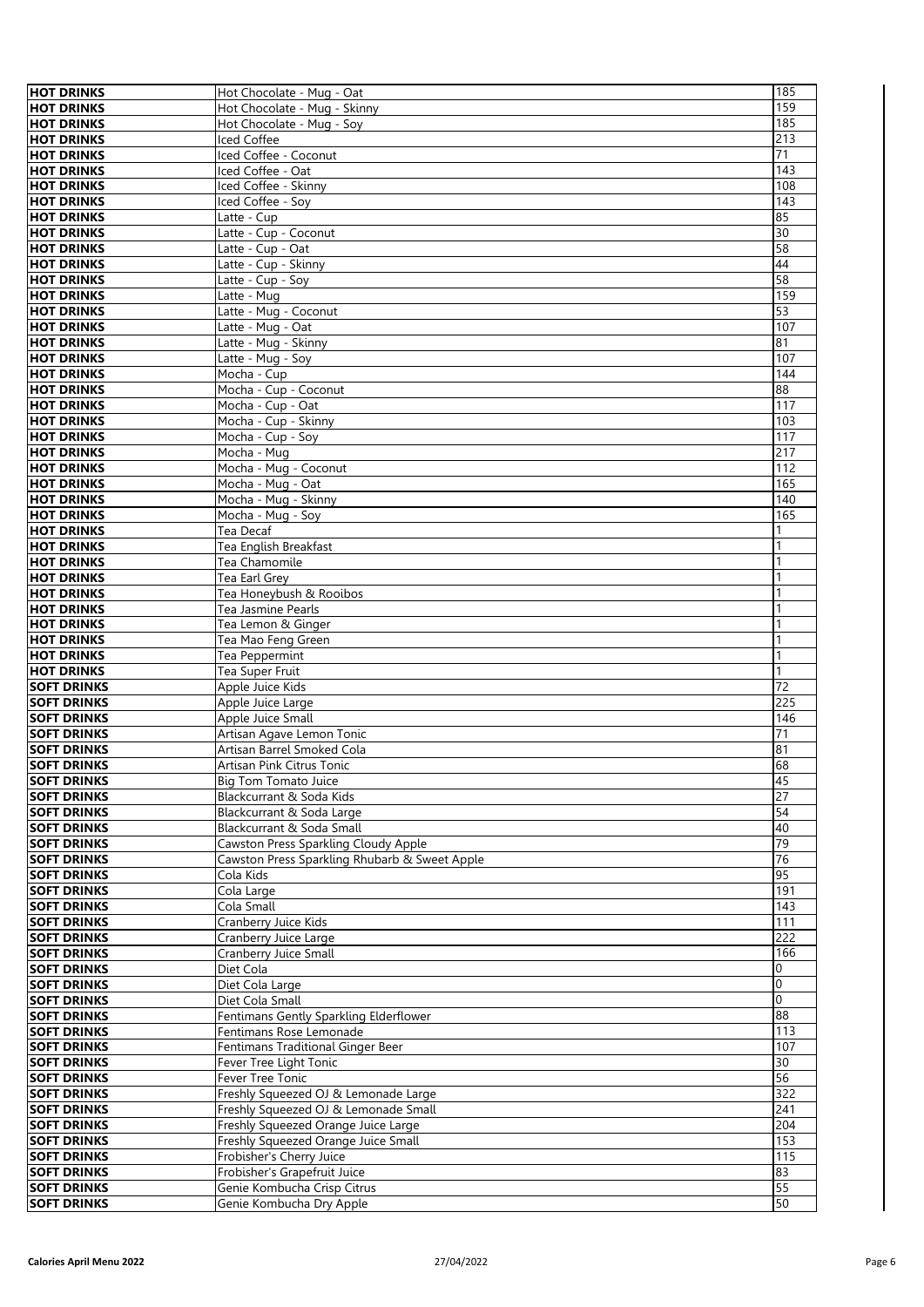| | | |
|---|---|---|
| **HOT DRINKS** | Hot Chocolate - Mug - Oat | 185 |
| **HOT DRINKS** | Hot Chocolate - Mug - Skinny | 159 |
| **HOT DRINKS** | Hot Chocolate - Mug - Soy | 185 |
| **HOT DRINKS** | Iced Coffee | 213 |
| **HOT DRINKS** | Iced Coffee - Coconut | 71 |
| **HOT DRINKS** | Iced Coffee - Oat | 143 |
| **HOT DRINKS** | Iced Coffee - Skinny | 108 |
| **HOT DRINKS** | Iced Coffee - Soy | 143 |
| **HOT DRINKS** | Latte - Cup | 85 |
| **HOT DRINKS** | Latte - Cup - Coconut | 30 |
| **HOT DRINKS** | Latte - Cup - Oat | 58 |
| **HOT DRINKS** | Latte - Cup - Skinny | 44 |
| **HOT DRINKS** | Latte - Cup - Soy | 58 |
| **HOT DRINKS** | Latte - Mug | 159 |
| **HOT DRINKS** | Latte - Mug - Coconut | 53 |
| **HOT DRINKS** | Latte - Mug - Oat | 107 |
| **HOT DRINKS** | Latte - Mug - Skinny | 81 |
| **HOT DRINKS** | Latte - Mug - Soy | 107 |
| **HOT DRINKS** | Mocha - Cup | 144 |
| **HOT DRINKS** | Mocha - Cup - Coconut | 88 |
| **HOT DRINKS** | Mocha - Cup - Oat | 117 |
| **HOT DRINKS** | Mocha - Cup - Skinny | 103 |
| **HOT DRINKS** | Mocha - Cup - Soy | 117 |
| **HOT DRINKS** | Mocha - Mug | 217 |
| **HOT DRINKS** | Mocha - Mug - Coconut | 112 |
| **HOT DRINKS** | Mocha - Mug - Oat | 165 |
| **HOT DRINKS** | Mocha - Mug - Skinny | 140 |
| **HOT DRINKS** | Mocha - Mug - Soy | 165 |
| **HOT DRINKS** | Tea Decaf | 1 |
| **HOT DRINKS** | Tea English Breakfast | 1 |
| **HOT DRINKS** | Tea Chamomile | 1 |
| **HOT DRINKS** | Tea Earl Grey | 1 |
| **HOT DRINKS** | Tea Honeybush & Rooibos | 1 |
| **HOT DRINKS** | Tea Jasmine Pearls | 1 |
| **HOT DRINKS** | Tea Lemon & Ginger | 1 |
| **HOT DRINKS** | Tea Mao Feng Green | 1 |
| **HOT DRINKS** | Tea Peppermint | 1 |
| **HOT DRINKS** | Tea Super Fruit | 1 |
| **SOFT DRINKS** | Apple Juice Kids | 72 |
| **SOFT DRINKS** | Apple Juice Large | 225 |
| **SOFT DRINKS** | Apple Juice Small | 146 |
| **SOFT DRINKS** | Artisan Agave Lemon Tonic | 71 |
| **SOFT DRINKS** | Artisan Barrel Smoked Cola | 81 |
| **SOFT DRINKS** | Artisan Pink Citrus Tonic | 68 |
| **SOFT DRINKS** | Big Tom Tomato Juice | 45 |
| **SOFT DRINKS** | Blackcurrant & Soda Kids | 27 |
| **SOFT DRINKS** | Blackcurrant & Soda Large | 54 |
| **SOFT DRINKS** | Blackcurrant & Soda Small | 40 |
| **SOFT DRINKS** | Cawston Press Sparkling Cloudy Apple | 79 |
| **SOFT DRINKS** | Cawston Press Sparkling Rhubarb & Sweet Apple | 76 |
| **SOFT DRINKS** | Cola Kids | 95 |
| **SOFT DRINKS** | Cola Large | 191 |
| **SOFT DRINKS** | Cola Small | 143 |
| **SOFT DRINKS** | Cranberry Juice Kids | 111 |
| **SOFT DRINKS** | Cranberry Juice Large | 222 |
| **SOFT DRINKS** | Cranberry Juice Small | 166 |
| **SOFT DRINKS** | Diet Cola | 0 |
| **SOFT DRINKS** | Diet Cola Large | 0 |
| **SOFT DRINKS** | Diet Cola Small | 0 |
| **SOFT DRINKS** | Fentimans Gently Sparkling Elderflower | 88 |
| **SOFT DRINKS** | Fentimans Rose Lemonade | 113 |
| **SOFT DRINKS** | Fentimans Traditional Ginger Beer | 107 |
| **SOFT DRINKS** | Fever Tree Light Tonic | 30 |
| **SOFT DRINKS** | Fever Tree Tonic | 56 |
| **SOFT DRINKS** | Freshly Squeezed OJ & Lemonade Large | 322 |
| **SOFT DRINKS** | Freshly Squeezed OJ & Lemonade Small | 241 |
| **SOFT DRINKS** | Freshly Squeezed Orange Juice Large | 204 |
| **SOFT DRINKS** | Freshly Squeezed Orange Juice Small | 153 |
| **SOFT DRINKS** | Frobisher's Cherry Juice | 115 |
| **SOFT DRINKS** | Frobisher's Grapefruit Juice | 83 |
| **SOFT DRINKS** | Genie Kombucha Crisp Citrus | 55 |
| **SOFT DRINKS** | Genie Kombucha Dry Apple | 50 |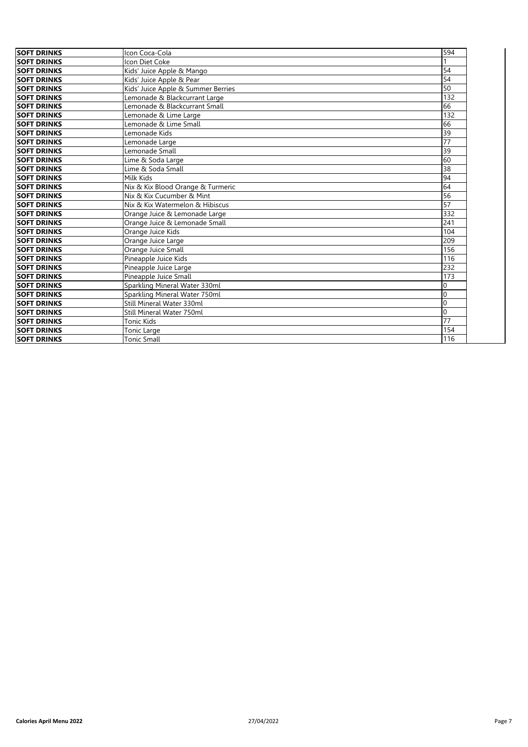| | | |
|---|---|---|
| **SOFT DRINKS** | Icon Coca-Cola | 594 |
| **SOFT DRINKS** | Icon Diet Coke | 1 |
| **SOFT DRINKS** | Kids' Juice Apple & Mango | 54 |
| **SOFT DRINKS** | Kids' Juice Apple & Pear | 54 |
| **SOFT DRINKS** | Kids' Juice Apple & Summer Berries | 50 |
| **SOFT DRINKS** | Lemonade & Blackcurrant Large | 132 |
| **SOFT DRINKS** | Lemonade & Blackcurrant Small | 66 |
| **SOFT DRINKS** | Lemonade & Lime Large | 132 |
| **SOFT DRINKS** | Lemonade & Lime Small | 66 |
| **SOFT DRINKS** | Lemonade Kids | 39 |
| **SOFT DRINKS** | Lemonade Large | 77 |
| **SOFT DRINKS** | Lemonade Small | 39 |
| **SOFT DRINKS** | Lime & Soda Large | 60 |
| **SOFT DRINKS** | Lime & Soda Small | 38 |
| **SOFT DRINKS** | Milk Kids | 94 |
| **SOFT DRINKS** | Nix & Kix Blood Orange & Turmeric | 64 |
| **SOFT DRINKS** | Nix & Kix Cucumber & Mint | 56 |
| **SOFT DRINKS** | Nix & Kix Watermelon & Hibiscus | 57 |
| **SOFT DRINKS** | Orange Juice & Lemonade Large | 332 |
| **SOFT DRINKS** | Orange Juice & Lemonade Small | 241 |
| **SOFT DRINKS** | Orange Juice Kids | 104 |
| **SOFT DRINKS** | Orange Juice Large | 209 |
| **SOFT DRINKS** | Orange Juice Small | 156 |
| **SOFT DRINKS** | Pineapple Juice Kids | 116 |
| **SOFT DRINKS** | Pineapple Juice Large | 232 |
| **SOFT DRINKS** | Pineapple Juice Small | 173 |
| **SOFT DRINKS** | Sparkling Mineral Water 330ml | 0 |
| **SOFT DRINKS** | Sparkling Mineral Water 750ml | 0 |
| **SOFT DRINKS** | Still Mineral Water 330ml | 0 |
| **SOFT DRINKS** | Still Mineral Water 750ml | 0 |
| **SOFT DRINKS** | Tonic Kids | 77 |
| **SOFT DRINKS** | Tonic Large | 154 |
| **SOFT DRINKS** | Tonic Small | 116 |